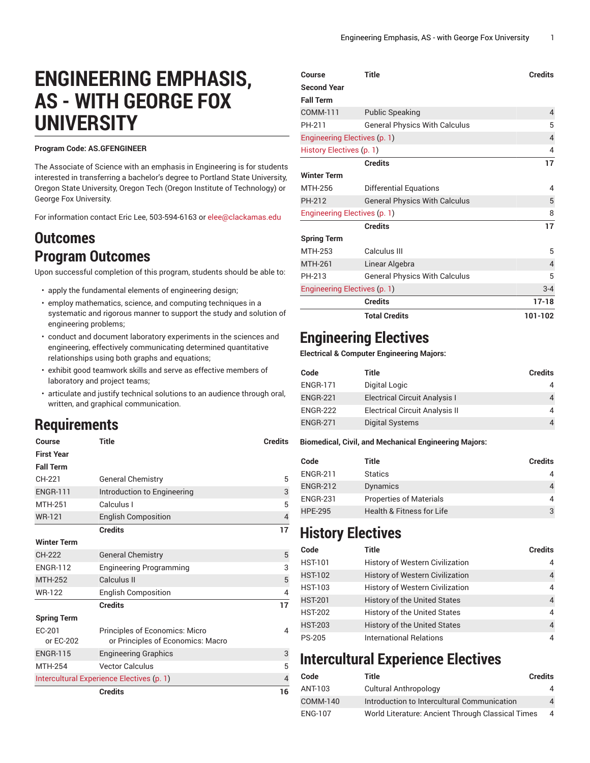# ENGINEERING EMPHASIS, AS - WITH GEORGE FOX UNIVERSITY

**Program Code: AS.GFENGINEER**

The Associate of Science with an emphasis in Engineering is for students interested in transferring a bachelor's degree to Portland State University, Oregon State University, Oregon Tech (Oregon Institute of Technology) or George Fox University.

For information contact Eric Lee, 503-594-6163 or elee@clackamas.edu

## Outcomes

## Program Outcomes

Upon successful completion of this program, students should be able to:

- apply the fundamental elements of engineering design;
- employ mathematics, science, and computing techniques in a systematic and rigorous manner to support the study and solution of engineering problems;
- conduct and document laboratory experiments in the sciences and engineering, effectively communicating determined quantitative relationships using both graphs and equations;
- exhibit good teamwork skills and serve as effective members of laboratory and project teams;
- articulate and justify technical solutions to an audience through oral, written, and graphical communication.

## Requirements

| Course | Title | Credits |
|---|---|---|
| **First Year** | | |
| **Fall Term** | | |
| CH-221 | General Chemistry | 5 |
| ENGR-111 | Introduction to Engineering | 3 |
| MTH-251 | Calculus I | 5 |
| WR-121 | English Composition | 4 |
| | **Credits** | **17** |
| **Winter Term** | | |
| CH-222 | General Chemistry | 5 |
| ENGR-112 | Engineering Programming | 3 |
| MTH-252 | Calculus II | 5 |
| WR-122 | English Composition | 4 |
| | **Credits** | **17** |
| **Spring Term** | | |
| EC-201 or EC-202 | Principles of Economics: Micro or Principles of Economics: Macro | 4 |
| ENGR-115 | Engineering Graphics | 3 |
| MTH-254 | Vector Calculus | 5 |
| Intercultural Experience Electives (p. 1) | | 4 |
| | **Credits** | **16** |
| **Second Year** | | |
| **Fall Term** | | |
| COMM-111 | Public Speaking | 4 |
| PH-211 | General Physics With Calculus | 5 |
| Engineering Electives (p. 1) | | 4 |
| History Electives (p. 1) | | 4 |
| | **Credits** | **17** |
| **Winter Term** | | |
| MTH-256 | Differential Equations | 4 |
| PH-212 | General Physics With Calculus | 5 |
| Engineering Electives (p. 1) | | 8 |
| | **Credits** | **17** |
| **Spring Term** | | |
| MTH-253 | Calculus III | 5 |
| MTH-261 | Linear Algebra | 4 |
| PH-213 | General Physics With Calculus | 5 |
| Engineering Electives (p. 1) | | 3-4 |
| | **Credits** | **17-18** |
| | **Total Credits** | **101-102** |

## Engineering Electives

**Electrical & Computer Engineering Majors:**

| Code | Title | Credits |
|---|---|---|
| ENGR-171 | Digital Logic | 4 |
| ENGR-221 | Electrical Circuit Analysis I | 4 |
| ENGR-222 | Electrical Circuit Analysis II | 4 |
| ENGR-271 | Digital Systems | 4 |

**Biomedical, Civil, and Mechanical Engineering Majors:**

| Code | Title | Credits |
|---|---|---|
| ENGR-211 | Statics | 4 |
| ENGR-212 | Dynamics | 4 |
| ENGR-231 | Properties of Materials | 4 |
| HPE-295 | Health & Fitness for Life | 3 |

## History Electives

| Code | Title | Credits |
|---|---|---|
| HST-101 | History of Western Civilization | 4 |
| HST-102 | History of Western Civilization | 4 |
| HST-103 | History of Western Civilization | 4 |
| HST-201 | History of the United States | 4 |
| HST-202 | History of the United States | 4 |
| HST-203 | History of the United States | 4 |
| PS-205 | International Relations | 4 |

## Intercultural Experience Electives

| Code | Title | Credits |
|---|---|---|
| ANT-103 | Cultural Anthropology | 4 |
| COMM-140 | Introduction to Intercultural Communication | 4 |
| ENG-107 | World Literature: Ancient Through Classical Times | 4 |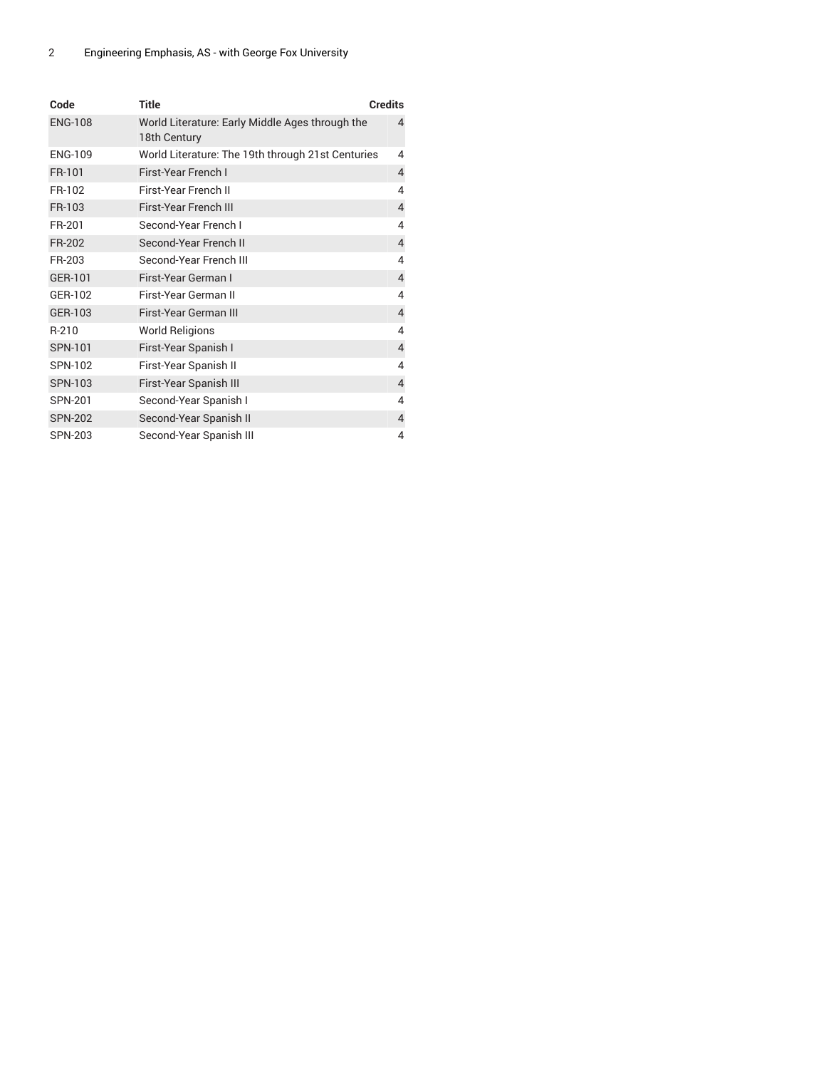| Code | Title | Credits |
|---|---|---|
| ENG-108 | World Literature: Early Middle Ages through the 18th Century | 4 |
| ENG-109 | World Literature: The 19th through 21st Centuries | 4 |
| FR-101 | First-Year French I | 4 |
| FR-102 | First-Year French II | 4 |
| FR-103 | First-Year French III | 4 |
| FR-201 | Second-Year French I | 4 |
| FR-202 | Second-Year French II | 4 |
| FR-203 | Second-Year French III | 4 |
| GER-101 | First-Year German I | 4 |
| GER-102 | First-Year German II | 4 |
| GER-103 | First-Year German III | 4 |
| R-210 | World Religions | 4 |
| SPN-101 | First-Year Spanish I | 4 |
| SPN-102 | First-Year Spanish II | 4 |
| SPN-103 | First-Year Spanish III | 4 |
| SPN-201 | Second-Year Spanish I | 4 |
| SPN-202 | Second-Year Spanish II | 4 |
| SPN-203 | Second-Year Spanish III | 4 |